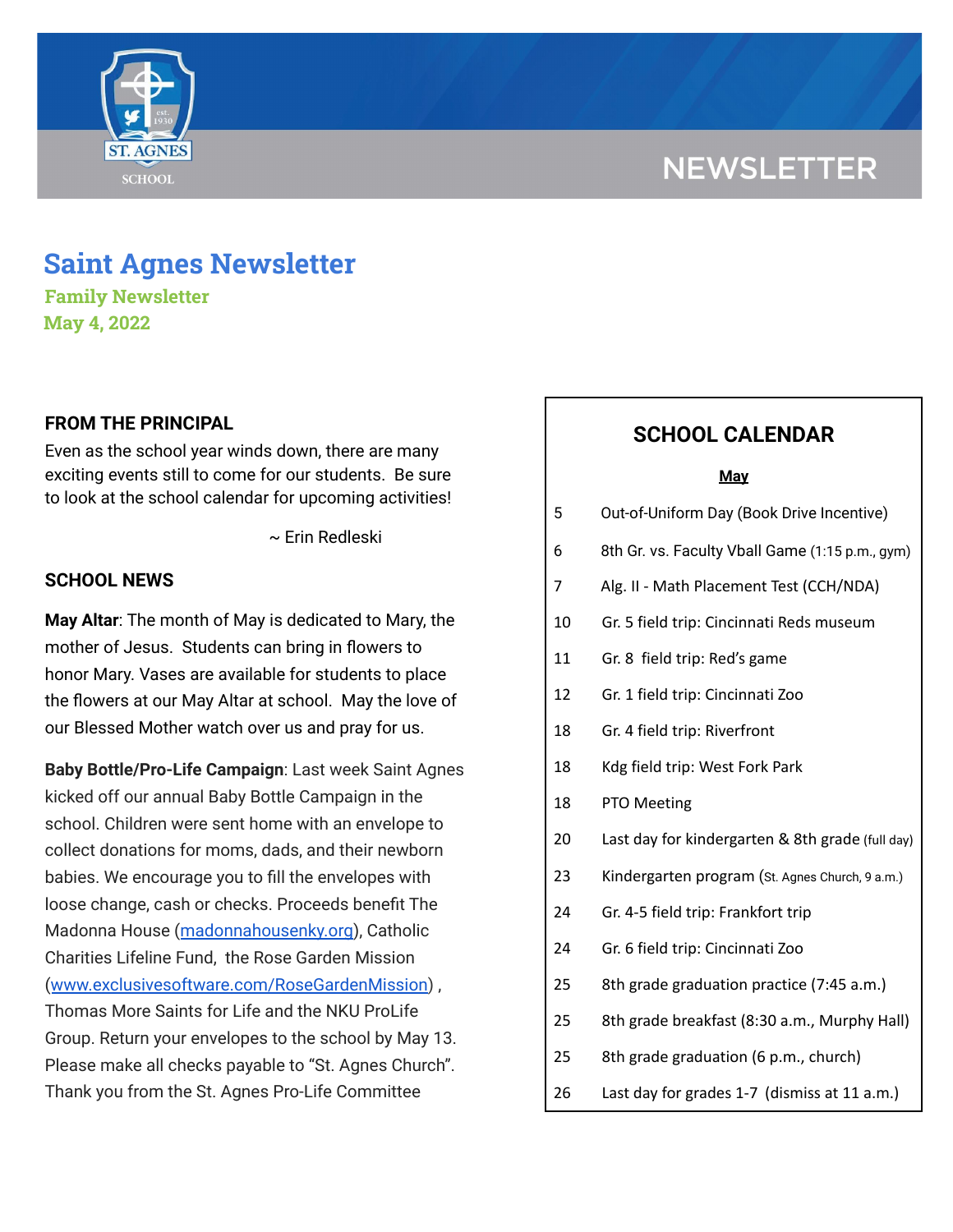NEWSLETTER

# Saint Agnes Newsletter

**Family Newsletter**
**May 4, 2022**

## FROM THE PRINCIPAL

Even as the school year winds down, there are many exciting events still to come for our students. Be sure to look at the school calendar for upcoming activities!

~ Erin Redleski

## SCHOOL NEWS

**May Altar**: The month of May is dedicated to Mary, the mother of Jesus. Students can bring in flowers to honor Mary. Vases are available for students to place the flowers at our May Altar at school. May the love of our Blessed Mother watch over us and pray for us.

**Baby Bottle/Pro-Life Campaign**: Last week Saint Agnes kicked off our annual Baby Bottle Campaign in the school. Children were sent home with an envelope to collect donations for moms, dads, and their newborn babies. We encourage you to fill the envelopes with loose change, cash or checks. Proceeds benefit The Madonna House (madonnahousenky.org), Catholic Charities Lifeline Fund, the Rose Garden Mission (www.exclusivesoftware.com/RoseGardenMission) , Thomas More Saints for Life and the NKU ProLife Group. Return your envelopes to the school by May 13. Please make all checks payable to "St. Agnes Church". Thank you from the St. Agnes Pro-Life Committee

## SCHOOL CALENDAR

**May**

| Date | Event |
|---|---|
| 5 | Out-of-Uniform Day (Book Drive Incentive) |
| 6 | 8th Gr. vs. Faculty Vball Game (1:15 p.m., gym) |
| 7 | Alg. II - Math Placement Test (CCH/NDA) |
| 10 | Gr. 5 field trip: Cincinnati Reds museum |
| 11 | Gr. 8 field trip: Red's game |
| 12 | Gr. 1 field trip: Cincinnati Zoo |
| 18 | Gr. 4 field trip: Riverfront |
| 18 | Kdg field trip: West Fork Park |
| 18 | PTO Meeting |
| 20 | Last day for kindergarten & 8th grade (full day) |
| 23 | Kindergarten program (St. Agnes Church, 9 a.m.) |
| 24 | Gr. 4-5 field trip: Frankfort trip |
| 24 | Gr. 6 field trip: Cincinnati Zoo |
| 25 | 8th grade graduation practice (7:45 a.m.) |
| 25 | 8th grade breakfast (8:30 a.m., Murphy Hall) |
| 25 | 8th grade graduation (6 p.m., church) |
| 26 | Last day for grades 1-7 (dismiss at 11 a.m.) |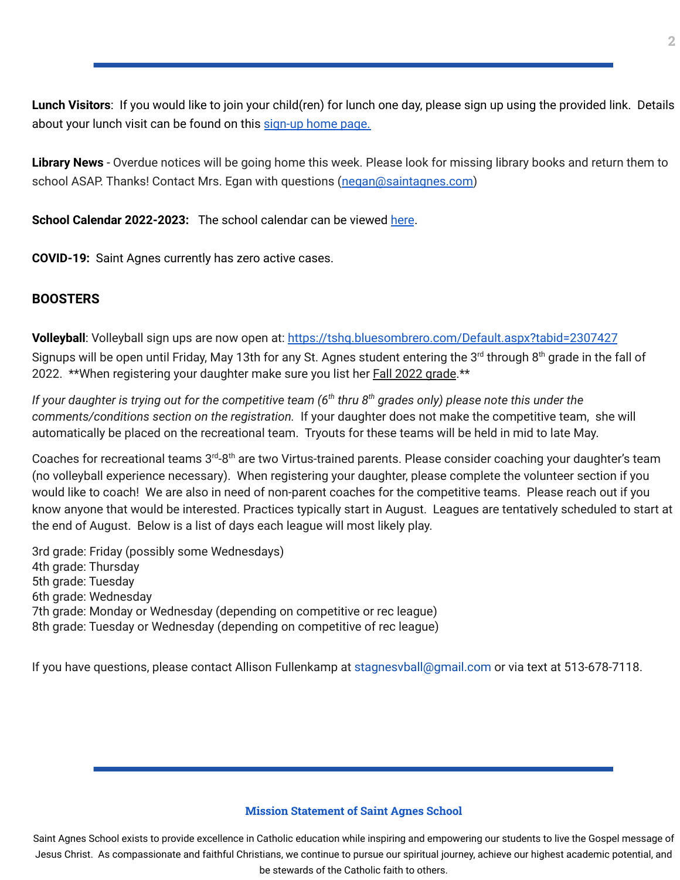**Lunch Visitors**: If you would like to join your child(ren) for lunch one day, please sign up using the provided link. Details about your lunch visit can be found on this [sign-up home page.]()

**Library News** - Overdue notices will be going home this week. Please look for missing library books and return them to school ASAP. Thanks! Contact Mrs. Egan with questions (negan@saintagnes.com)

**School Calendar 2022-2023:** The school calendar can be viewed [here]().

**COVID-19:** Saint Agnes currently has zero active cases.

## BOOSTERS

**Volleyball**: Volleyball sign ups are now open at: https://tshq.bluesombrero.com/Default.aspx?tabid=2307427
Signups will be open until Friday, May 13th for any St. Agnes student entering the 3rd through 8th grade in the fall of 2022. **When registering your daughter make sure you list her Fall 2022 grade.**

*If your daughter is trying out for the competitive team (6th thru 8th grades only) please note this under the comments/conditions section on the registration.* If your daughter does not make the competitive team, she will automatically be placed on the recreational team. Tryouts for these teams will be held in mid to late May.

Coaches for recreational teams 3rd-8th are two Virtus-trained parents. Please consider coaching your daughter's team (no volleyball experience necessary). When registering your daughter, please complete the volunteer section if you would like to coach! We are also in need of non-parent coaches for the competitive teams. Please reach out if you know anyone that would be interested. Practices typically start in August. Leagues are tentatively scheduled to start at the end of August. Below is a list of days each league will most likely play.

3rd grade: Friday (possibly some Wednesdays)
4th grade: Thursday
5th grade: Tuesday
6th grade: Wednesday
7th grade: Monday or Wednesday (depending on competitive or rec league)
8th grade: Tuesday or Wednesday (depending on competitive of rec league)

If you have questions, please contact Allison Fullenkamp at stagnesvball@gmail.com or via text at 513-678-7118.

**Mission Statement of Saint Agnes School**

Saint Agnes School exists to provide excellence in Catholic education while inspiring and empowering our students to live the Gospel message of Jesus Christ. As compassionate and faithful Christians, we continue to pursue our spiritual journey, achieve our highest academic potential, and be stewards of the Catholic faith to others.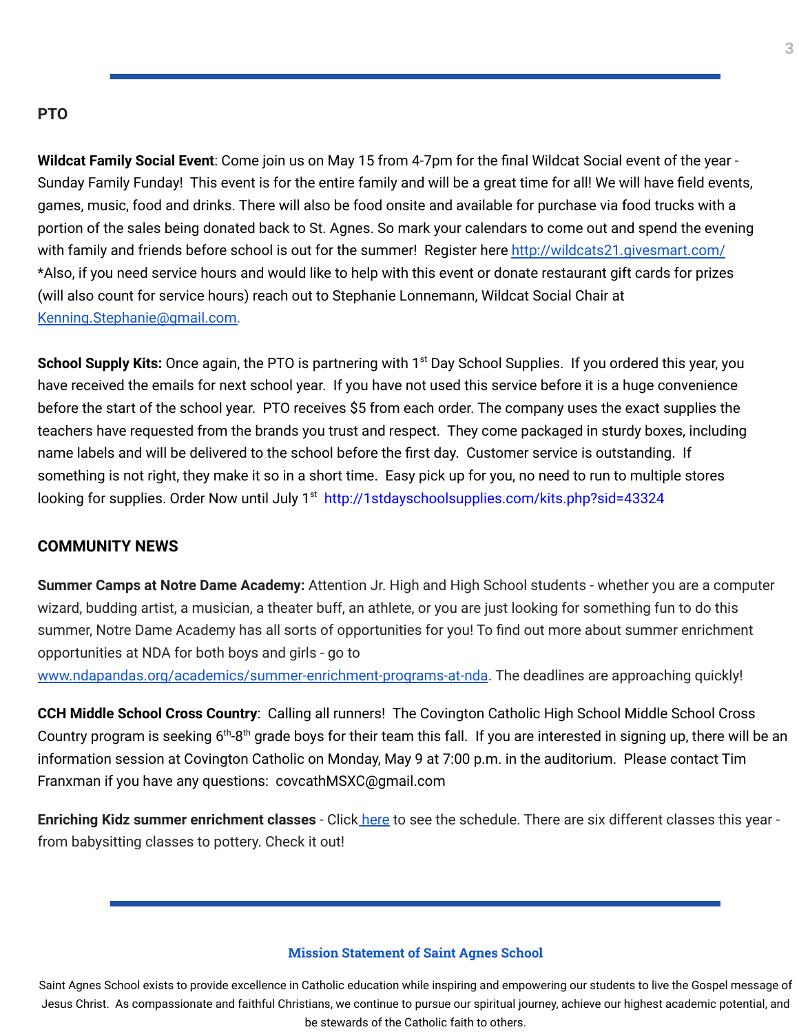## PTO

**Wildcat Family Social Event**: Come join us on May 15 from 4-7pm for the final Wildcat Social event of the year - Sunday Family Funday! This event is for the entire family and will be a great time for all! We will have field events, games, music, food and drinks. There will also be food onsite and available for purchase via food trucks with a portion of the sales being donated back to St. Agnes. So mark your calendars to come out and spend the evening with family and friends before school is out for the summer! Register here http://wildcats21.givesmart.com/ *Also, if you need service hours and would like to help with this event or donate restaurant gift cards for prizes (will also count for service hours) reach out to Stephanie Lonnemann, Wildcat Social Chair at Kenning.Stephanie@gmail.com.

**School Supply Kits:** Once again, the PTO is partnering with 1st Day School Supplies. If you ordered this year, you have received the emails for next school year. If you have not used this service before it is a huge convenience before the start of the school year. PTO receives $5 from each order. The company uses the exact supplies the teachers have requested from the brands you trust and respect. They come packaged in sturdy boxes, including name labels and will be delivered to the school before the first day. Customer service is outstanding. If something is not right, they make it so in a short time. Easy pick up for you, no need to run to multiple stores looking for supplies. Order Now until July 1st http://1stdayschoolsupplies.com/kits.php?sid=43324

## COMMUNITY NEWS

**Summer Camps at Notre Dame Academy:** Attention Jr. High and High School students - whether you are a computer wizard, budding artist, a musician, a theater buff, an athlete, or you are just looking for something fun to do this summer, Notre Dame Academy has all sorts of opportunities for you! To find out more about summer enrichment opportunities at NDA for both boys and girls - go to www.ndapandas.org/academics/summer-enrichment-programs-at-nda. The deadlines are approaching quickly!

**CCH Middle School Cross Country**: Calling all runners! The Covington Catholic High School Middle School Cross Country program is seeking 6th-8th grade boys for their team this fall. If you are interested in signing up, there will be an information session at Covington Catholic on Monday, May 9 at 7:00 p.m. in the auditorium. Please contact Tim Franxman if you have any questions: covcathMSXC@gmail.com

**Enriching Kidz summer enrichment classes** - Click here to see the schedule. There are six different classes this year - from babysitting classes to pottery. Check it out!

### Mission Statement of Saint Agnes School

Saint Agnes School exists to provide excellence in Catholic education while inspiring and empowering our students to live the Gospel message of Jesus Christ. As compassionate and faithful Christians, we continue to pursue our spiritual journey, achieve our highest academic potential, and be stewards of the Catholic faith to others.